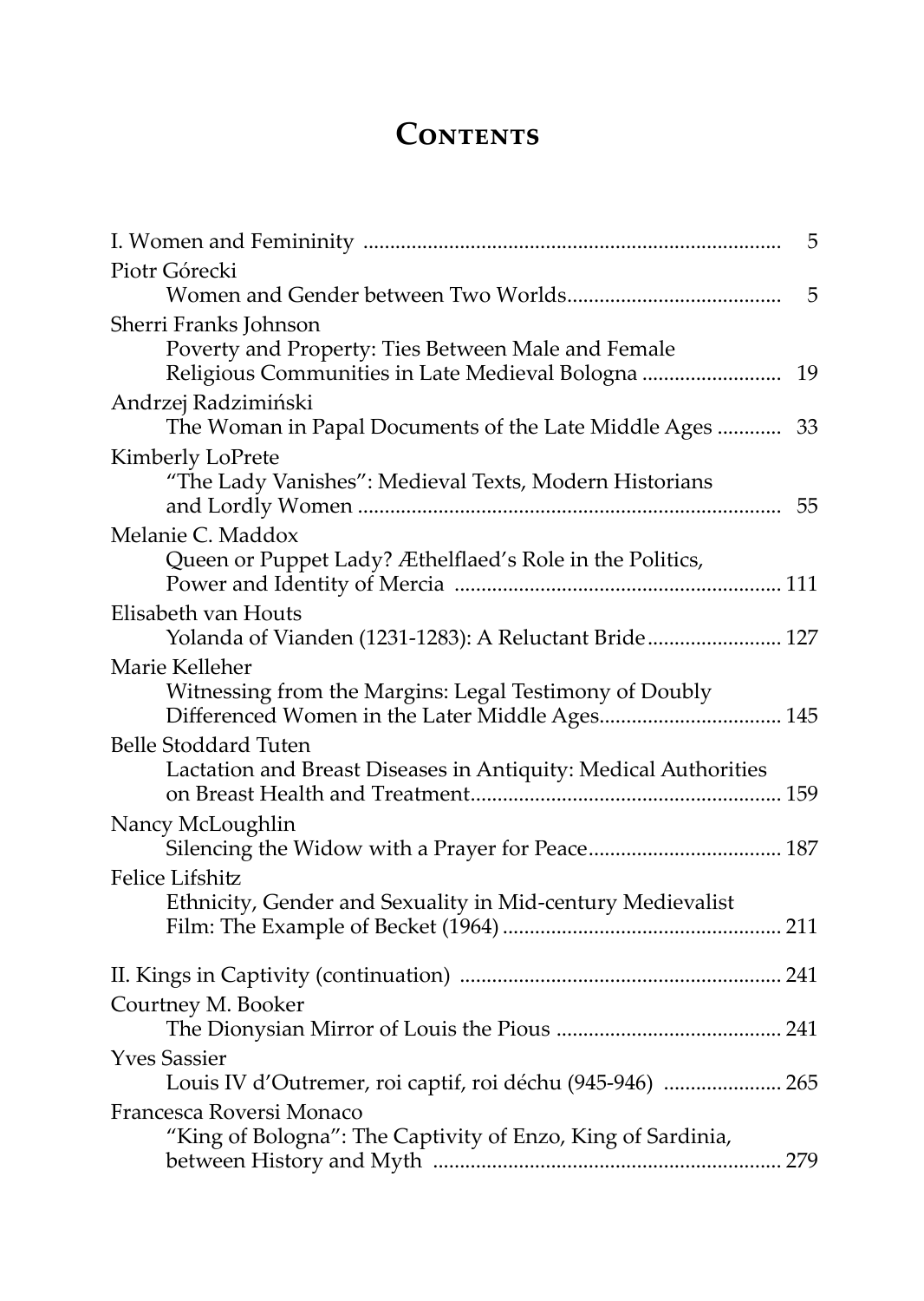# Contents

I. Women and Femininity .......... 5

Piotr Górecki
Women and Gender between Two Worlds .......... 5

Sherri Franks Johnson
Poverty and Property: Ties Between Male and Female Religious Communities in Late Medieval Bologna .......... 19

Andrzej Radzimiński
The Woman in Papal Documents of the Late Middle Ages .......... 33

Kimberly LoPrete
"The Lady Vanishes": Medieval Texts, Modern Historians and Lordly Women .......... 55

Melanie C. Maddox
Queen or Puppet Lady? Æthelflaed's Role in the Politics, Power and Identity of Mercia .......... 111

Elisabeth van Houts
Yolanda of Vianden (1231-1283): A Reluctant Bride .......... 127

Marie Kelleher
Witnessing from the Margins: Legal Testimony of Doubly Differenced Women in the Later Middle Ages .......... 145

Belle Stoddard Tuten
Lactation and Breast Diseases in Antiquity: Medical Authorities on Breast Health and Treatment .......... 159

Nancy McLoughlin
Silencing the Widow with a Prayer for Peace .......... 187

Felice Lifshitz
Ethnicity, Gender and Sexuality in Mid-century Medievalist Film: The Example of Becket (1964) .......... 211

II. Kings in Captivity (continuation) .......... 241

Courtney M. Booker
The Dionysian Mirror of Louis the Pious .......... 241

Yves Sassier
Louis IV d'Outremer, roi captif, roi déchu (945-946) .......... 265

Francesca Roversi Monaco
"King of Bologna": The Captivity of Enzo, King of Sardinia, between History and Myth .......... 279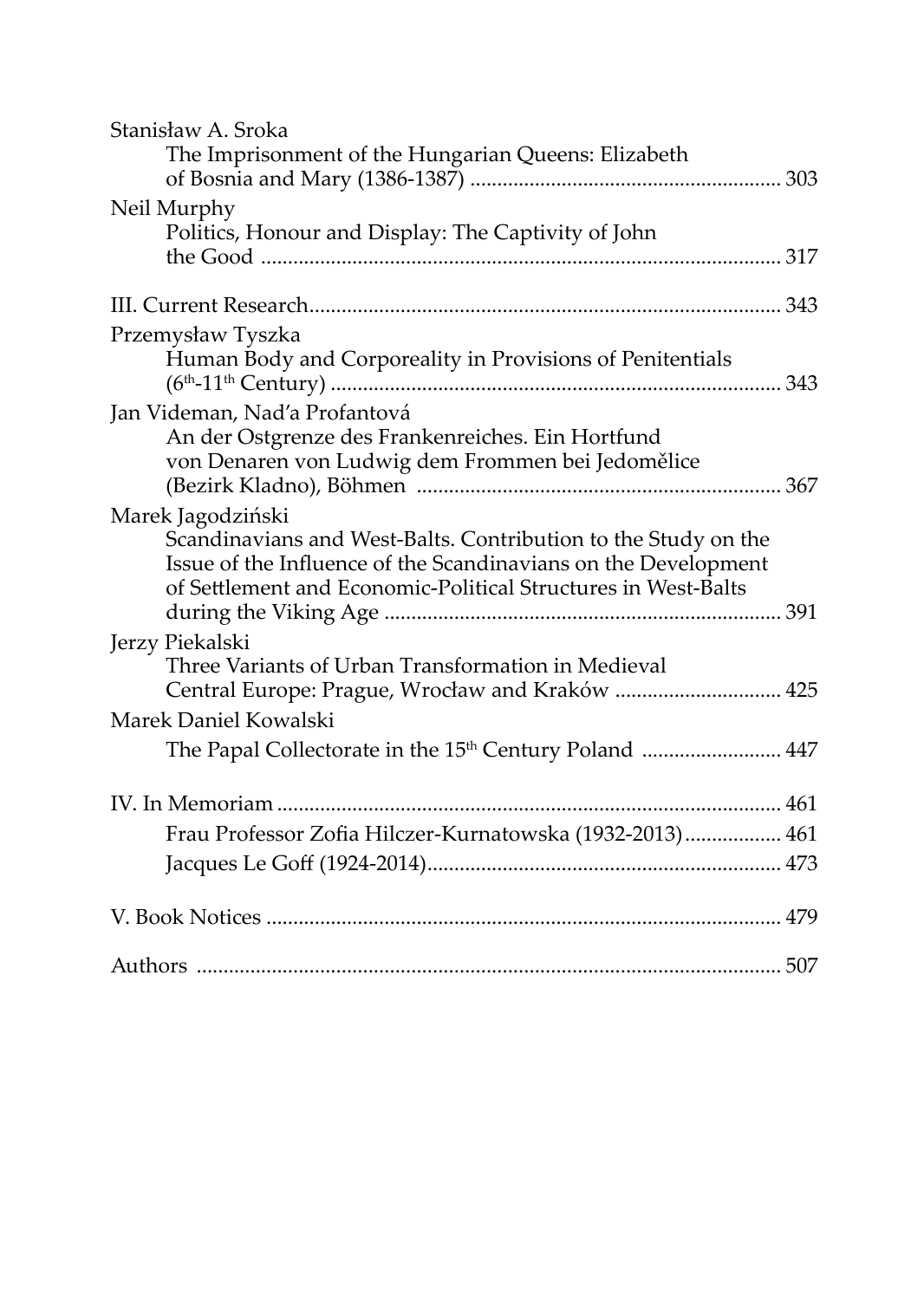Stanisław A. Sroka

The Imprisonment of the Hungarian Queens: Elizabeth of Bosnia and Mary (1386-1387) ........................................................ 303

Neil Murphy

Politics, Honour and Display: The Captivity of John the Good ................................................................................ 317

III. Current Research........................................................................................ 343

Przemysław Tyszka

Human Body and Corporeality in Provisions of Penitentials (6th-11th Century) ................................................................................... 343

Jan Videman, Nad'a Profantová

An der Ostgrenze des Frankenreiches. Ein Hortfund von Denaren von Ludwig dem Frommen bei Jedomělice (Bezirk Kladno), Böhmen .................................................................. 367

Marek Jagodziński

Scandinavians and West-Balts. Contribution to the Study on the Issue of the Influence of the Scandinavians on the Development of Settlement and Economic-Political Structures in West-Balts during the Viking Age ......................................................................... 391

Jerzy Piekalski

Three Variants of Urban Transformation in Medieval Central Europe: Prague, Wrocław and Kraków ............................... 425

Marek Daniel Kowalski

The Papal Collectorate in the 15th Century Poland .......................... 447

IV. In Memoriam .............................................................................................. 461

Frau Professor Zofia Hilczer-Kurnatowska (1932-2013).................. 461

Jacques Le Goff (1924-2014)................................................................. 473

V. Book Notices ................................................................................................ 479

Authors ............................................................................................................. 507